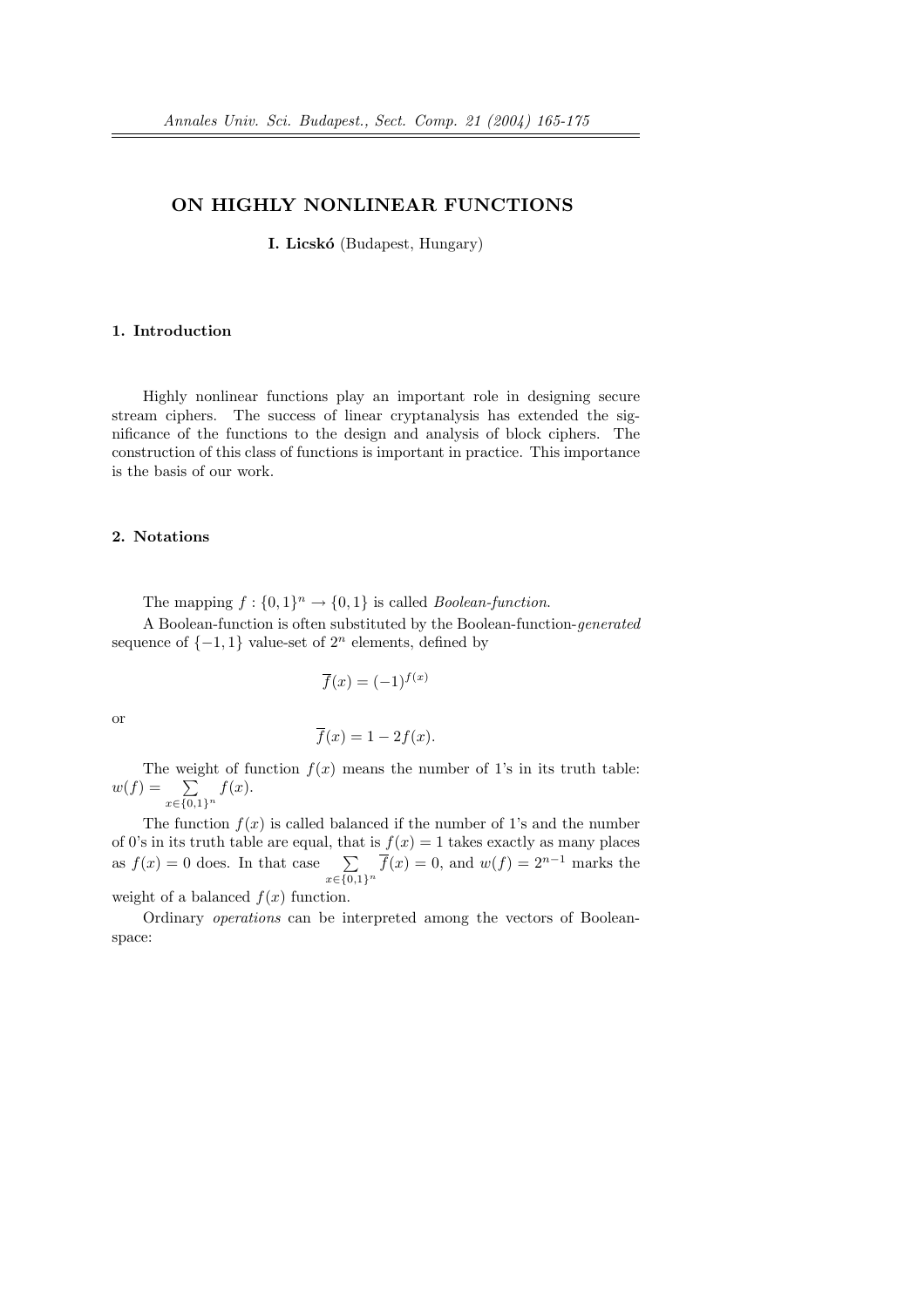# ON HIGHLY NONLINEAR FUNCTIONS

**I. Licskó** (Budapest, Hungary)

## 1. Introduction

Highly nonlinear functions play an important role in designing secure stream ciphers. The success of linear cryptanalysis has extended the significance of the functions to the design and analysis of block ciphers. The construction of this class of functions is important in practice. This importance is the basis of our work.

## 2. Notations

The mapping $f : \{0,1\}^n \to \{0,1\}$ is called *Boolean-function*.

A Boolean-function is often substituted by the Boolean-function-*generated* sequence of $\{-1, 1\}$ value-set of $2^n$ elements, defined by

$$\overline{f}(x) = (-1)^{f(x)}$$

or

$$\overline{f}(x) = 1 - 2f(x).$$

The weight of function $f(x)$ means the number of 1's in its truth table: $w(f) = \sum\limits_{x \in \{0,1\}^n} f(x)$.

The function $f(x)$ is called balanced if the number of 1's and the number of 0's in its truth table are equal, that is $f(x) = 1$ takes exactly as many places as $f(x) = 0$ does. In that case $\sum\limits_{x \in \{0,1\}^n} \overline{f}(x) = 0$, and $w(f) = 2^{n-1}$ marks the weight of a balanced $f(x)$ function.

Ordinary *operations* can be interpreted among the vectors of Boolean-space: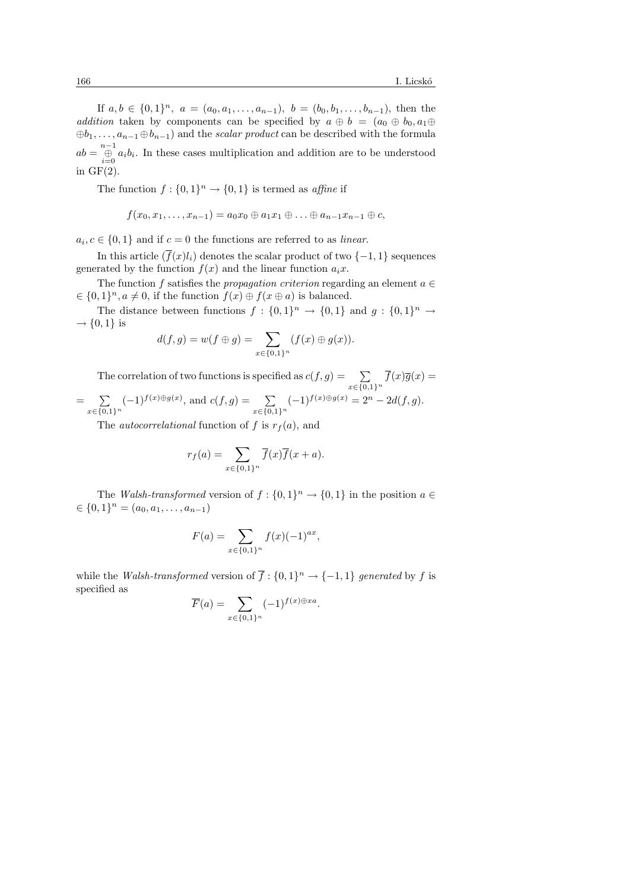If $a, b \in \{0,1\}^n$, $a = (a_0, a_1, \ldots, a_{n-1})$, $b = (b_0, b_1, \ldots, b_{n-1})$, then the *addition* taken by components can be specified by $a \oplus b = (a_0 \oplus b_0, a_1 \oplus \oplus b_1, \ldots, a_{n-1} \oplus b_{n-1})$ and the *scalar product* can be described with the formula $ab = \overset{n-1}{\underset{i=0}{\oplus}} a_i b_i$. In these cases multiplication and addition are to be understood in GF(2).

The function $f : \{0,1\}^n \to \{0,1\}$ is termed as *affine* if

$$f(x_0, x_1, \ldots, x_{n-1}) = a_0 x_0 \oplus a_1 x_1 \oplus \ldots \oplus a_{n-1} x_{n-1} \oplus c,$$

$a_i, c \in \{0,1\}$ and if $c = 0$ the functions are referred to as *linear*.

In this article $(\overline{f}(x) l_i)$ denotes the scalar product of two $\{-1,1\}$ sequences generated by the function $f(x)$ and the linear function $a_i x$.

The function $f$ satisfies the *propagation criterion* regarding an element $a \in \in \{0,1\}^n, a \neq 0$, if the function $f(x) \oplus f(x \oplus a)$ is balanced.

The distance between functions $f : \{0,1\}^n \to \{0,1\}$ and $g : \{0,1\}^n \to \to \{0,1\}$ is

$$d(f,g) = w(f \oplus g) = \sum_{x \in \{0,1\}^n} (f(x) \oplus g(x)).$$

The correlation of two functions is specified as $c(f,g) = \sum_{x \in \{0,1\}^n} \overline{f}(x) \overline{g}(x) = = \sum_{x \in \{0,1\}^n} (-1)^{f(x) \oplus g(x)}$, and $c(f,g) = \sum_{x \in \{0,1\}^n} (-1)^{f(x) \oplus g(x)} = 2^n - 2d(f,g)$.

The *autocorrelational* function of $f$ is $r_f(a)$, and

$$r_f(a) = \sum_{x \in \{0,1\}^n} \overline{f}(x) \overline{f}(x + a).$$

The *Walsh-transformed* version of $f : \{0,1\}^n \to \{0,1\}$ in the position $a \in \in \{0,1\}^n = (a_0, a_1, \ldots, a_{n-1})$

$$F(a) = \sum_{x \in \{0,1\}^n} f(x)(-1)^{ax},$$

while the *Walsh-transformed* version of $\overline{f} : \{0,1\}^n \to \{-1,1\}$ *generated* by $f$ is specified as

$$\overline{F}(a) = \sum_{x \in \{0,1\}^n} (-1)^{f(x) \oplus xa}.$$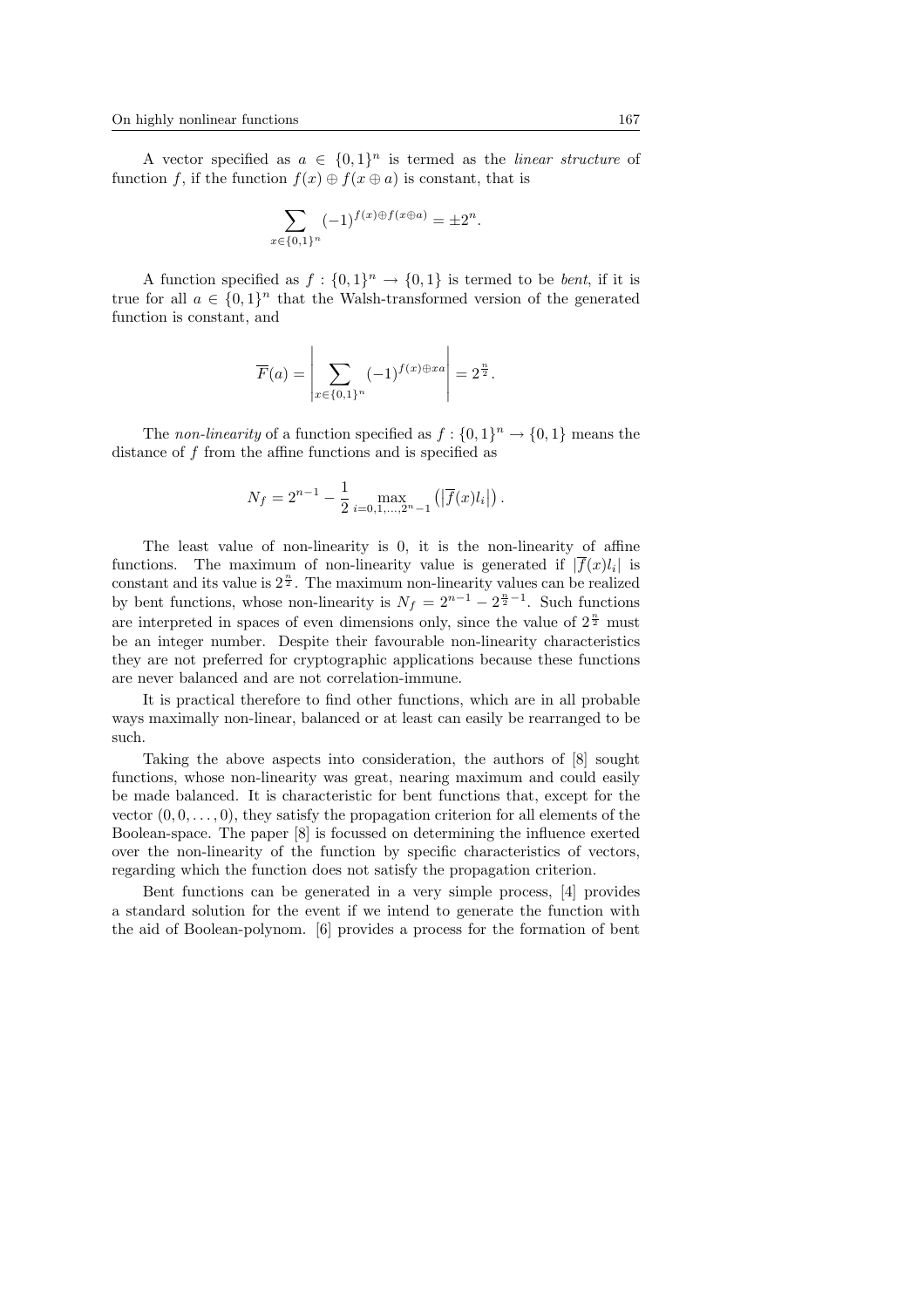A vector specified as $a \in \{0,1\}^n$ is termed as the *linear structure* of function $f$, if the function $f(x) \oplus f(x \oplus a)$ is constant, that is

$$\sum_{x \in \{0,1\}^n} (-1)^{f(x) \oplus f(x \oplus a)} = \pm 2^n.$$

A function specified as $f : \{0,1\}^n \to \{0,1\}$ is termed to be *bent*, if it is true for all $a \in \{0,1\}^n$ that the Walsh-transformed version of the generated function is constant, and

$$\overline{F}(a) = \left| \sum_{x \in \{0,1\}^n} (-1)^{f(x) \oplus xa} \right| = 2^{\frac{n}{2}}.$$

The *non-linearity* of a function specified as $f : \{0,1\}^n \to \{0,1\}$ means the distance of $f$ from the affine functions and is specified as

$$N_f = 2^{n-1} - \frac{1}{2} \max_{i=0,1,\ldots,2^n-1} \left( \left| \overline{f}(x) l_i \right| \right).$$

The least value of non-linearity is 0, it is the non-linearity of affine functions. The maximum of non-linearity value is generated if $|\overline{f}(x) l_i|$ is constant and its value is $2^{\frac{n}{2}}$. The maximum non-linearity values can be realized by bent functions, whose non-linearity is $N_f = 2^{n-1} - 2^{\frac{n}{2}-1}$. Such functions are interpreted in spaces of even dimensions only, since the value of $2^{\frac{n}{2}}$ must be an integer number. Despite their favourable non-linearity characteristics they are not preferred for cryptographic applications because these functions are never balanced and are not correlation-immune.

It is practical therefore to find other functions, which are in all probable ways maximally non-linear, balanced or at least can easily be rearranged to be such.

Taking the above aspects into consideration, the authors of [8] sought functions, whose non-linearity was great, nearing maximum and could easily be made balanced. It is characteristic for bent functions that, except for the vector $(0, 0, \ldots, 0)$, they satisfy the propagation criterion for all elements of the Boolean-space. The paper [8] is focussed on determining the influence exerted over the non-linearity of the function by specific characteristics of vectors, regarding which the function does not satisfy the propagation criterion.

Bent functions can be generated in a very simple process, [4] provides a standard solution for the event if we intend to generate the function with the aid of Boolean-polynom. [6] provides a process for the formation of bent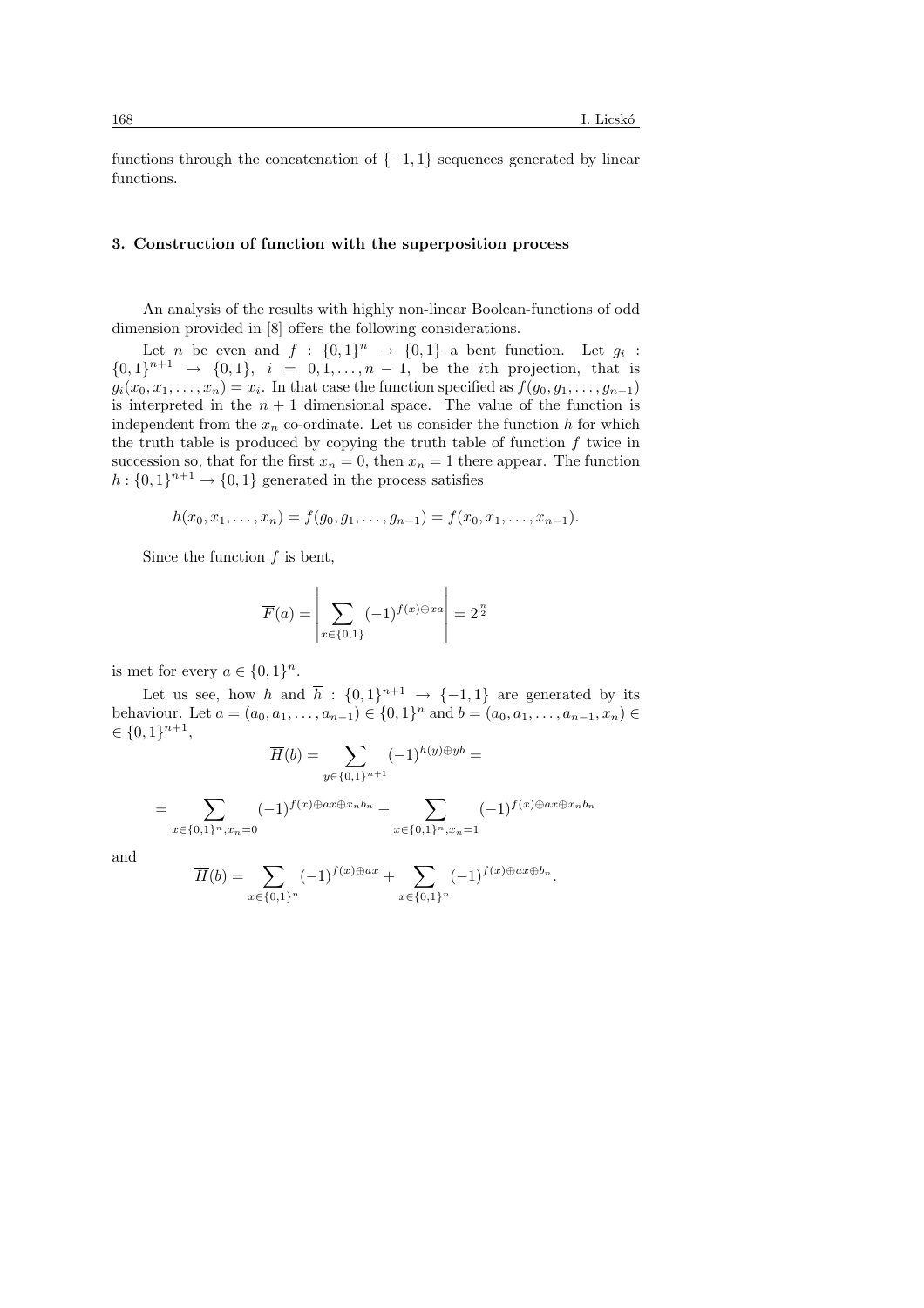functions through the concatenation of $\{-1, 1\}$ sequences generated by linear functions.

## 3. Construction of function with the superposition process

An analysis of the results with highly non-linear Boolean-functions of odd dimension provided in [8] offers the following considerations.

Let $n$ be even and $f : \{0,1\}^n \to \{0,1\}$ a bent function. Let $g_i : \{0,1\}^{n+1} \to \{0,1\}$, $i = 0, 1, \ldots, n-1$, be the $i$th projection, that is $g_i(x_0, x_1, \ldots, x_n) = x_i$. In that case the function specified as $f(g_0, g_1, \ldots, g_{n-1})$ is interpreted in the $n+1$ dimensional space. The value of the function is independent from the $x_n$ co-ordinate. Let us consider the function $h$ for which the truth table is produced by copying the truth table of function $f$ twice in succession so, that for the first $x_n = 0$, then $x_n = 1$ there appear. The function $h : \{0,1\}^{n+1} \to \{0,1\}$ generated in the process satisfies

$$h(x_0, x_1, \ldots, x_n) = f(g_0, g_1, \ldots, g_{n-1}) = f(x_0, x_1, \ldots, x_{n-1}).$$

Since the function $f$ is bent,

$$\overline{F}(a) = \left| \sum_{x \in \{0,1\}} (-1)^{f(x) \oplus xa} \right| = 2^{\frac{n}{2}}$$

is met for every $a \in \{0,1\}^n$.

Let us see, how $h$ and $\overline{h} : \{0,1\}^{n+1} \to \{-1,1\}$ are generated by its behaviour. Let $a = (a_0, a_1, \ldots, a_{n-1}) \in \{0,1\}^n$ and $b = (a_0, a_1, \ldots, a_{n-1}, x_n) \in \in \{0,1\}^{n+1}$,

$$\overline{H}(b) = \sum_{y \in \{0,1\}^{n+1}} (-1)^{h(y) \oplus yb} =$$

$$= \sum_{x \in \{0,1\}^n, x_n = 0} (-1)^{f(x) \oplus ax \oplus x_n b_n} + \sum_{x \in \{0,1\}^n, x_n = 1} (-1)^{f(x) \oplus ax \oplus x_n b_n}$$

and

$$\overline{H}(b) = \sum_{x \in \{0,1\}^n} (-1)^{f(x) \oplus ax} + \sum_{x \in \{0,1\}^n} (-1)^{f(x) \oplus ax \oplus b_n}.$$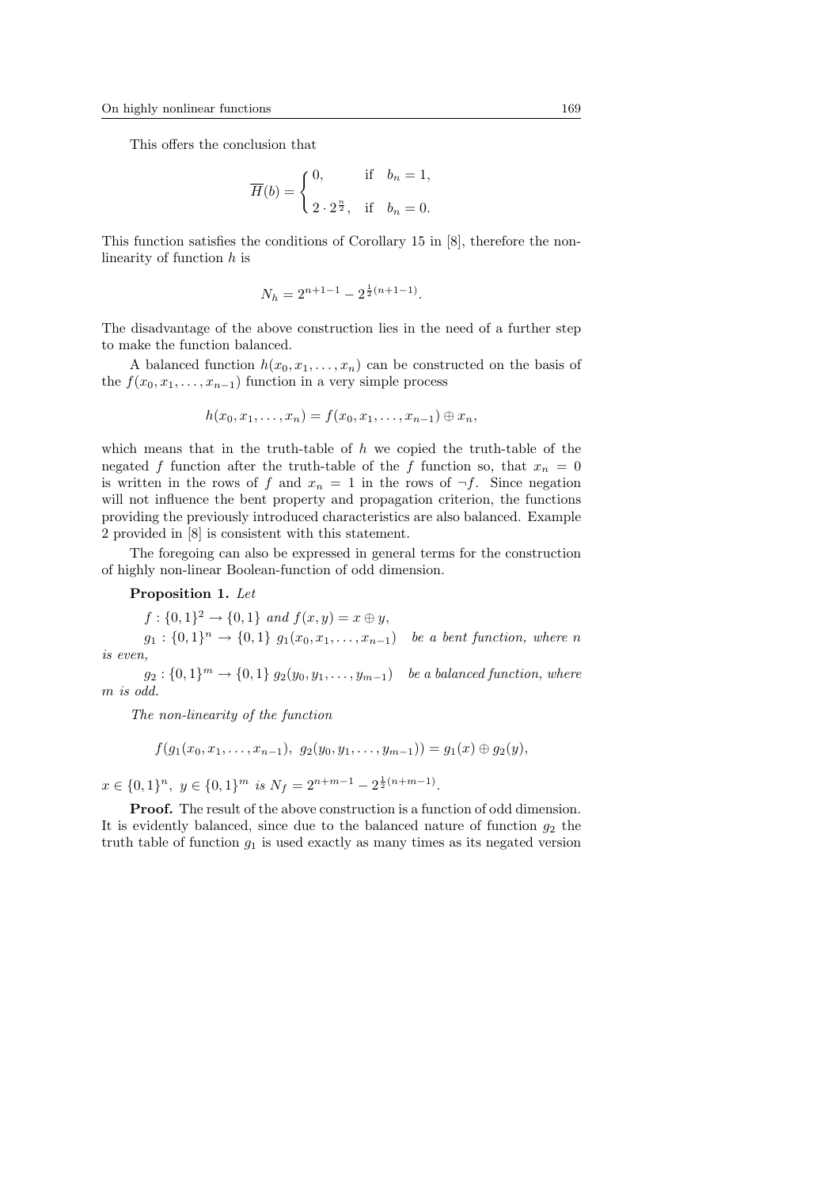This offers the conclusion that

$$\overline{H}(b) = \begin{cases} 0, & \text{if} \quad b_n = 1, \\ 2 \cdot 2^{\frac{n}{2}}, & \text{if} \quad b_n = 0. \end{cases}$$

This function satisfies the conditions of Corollary 15 in [8], therefore the non-linearity of function $h$ is

$$N_h = 2^{n+1-1} - 2^{\frac{1}{2}(n+1-1)}.$$

The disadvantage of the above construction lies in the need of a further step to make the function balanced.

A balanced function $h(x_0, x_1, \ldots, x_n)$ can be constructed on the basis of the $f(x_0, x_1, \ldots, x_{n-1})$ function in a very simple process

$$h(x_0, x_1, \ldots, x_n) = f(x_0, x_1, \ldots, x_{n-1}) \oplus x_n,$$

which means that in the truth-table of $h$ we copied the truth-table of the negated $f$ function after the truth-table of the $f$ function so, that $x_n = 0$ is written in the rows of $f$ and $x_n = 1$ in the rows of $\neg f$. Since negation will not influence the bent property and propagation criterion, the functions providing the previously introduced characteristics are also balanced. Example 2 provided in [8] is consistent with this statement.

The foregoing can also be expressed in general terms for the construction of highly non-linear Boolean-function of odd dimension.

**Proposition 1.** *Let*

$f : \{0,1\}^2 \to \{0,1\}$ *and* $f(x, y) = x \oplus y$,

$g_1 : \{0,1\}^n \to \{0,1\}$ $g_1(x_0, x_1, \ldots, x_{n-1})$ *be a bent function, where* $n$ *is even,*

$g_2 : \{0,1\}^m \to \{0,1\}$ $g_2(y_0, y_1, \ldots, y_{m-1})$ *be a balanced function, where* $m$ *is odd.*

*The non-linearity of the function*

$$f(g_1(x_0, x_1, \ldots, x_{n-1}),\ g_2(y_0, y_1, \ldots, y_{m-1})) = g_1(x) \oplus g_2(y),$$

$x \in \{0,1\}^n,\ y \in \{0,1\}^m$ *is* $N_f = 2^{n+m-1} - 2^{\frac{1}{2}(n+m-1)}$.

**Proof.** The result of the above construction is a function of odd dimension. It is evidently balanced, since due to the balanced nature of function $g_2$ the truth table of function $g_1$ is used exactly as many times as its negated version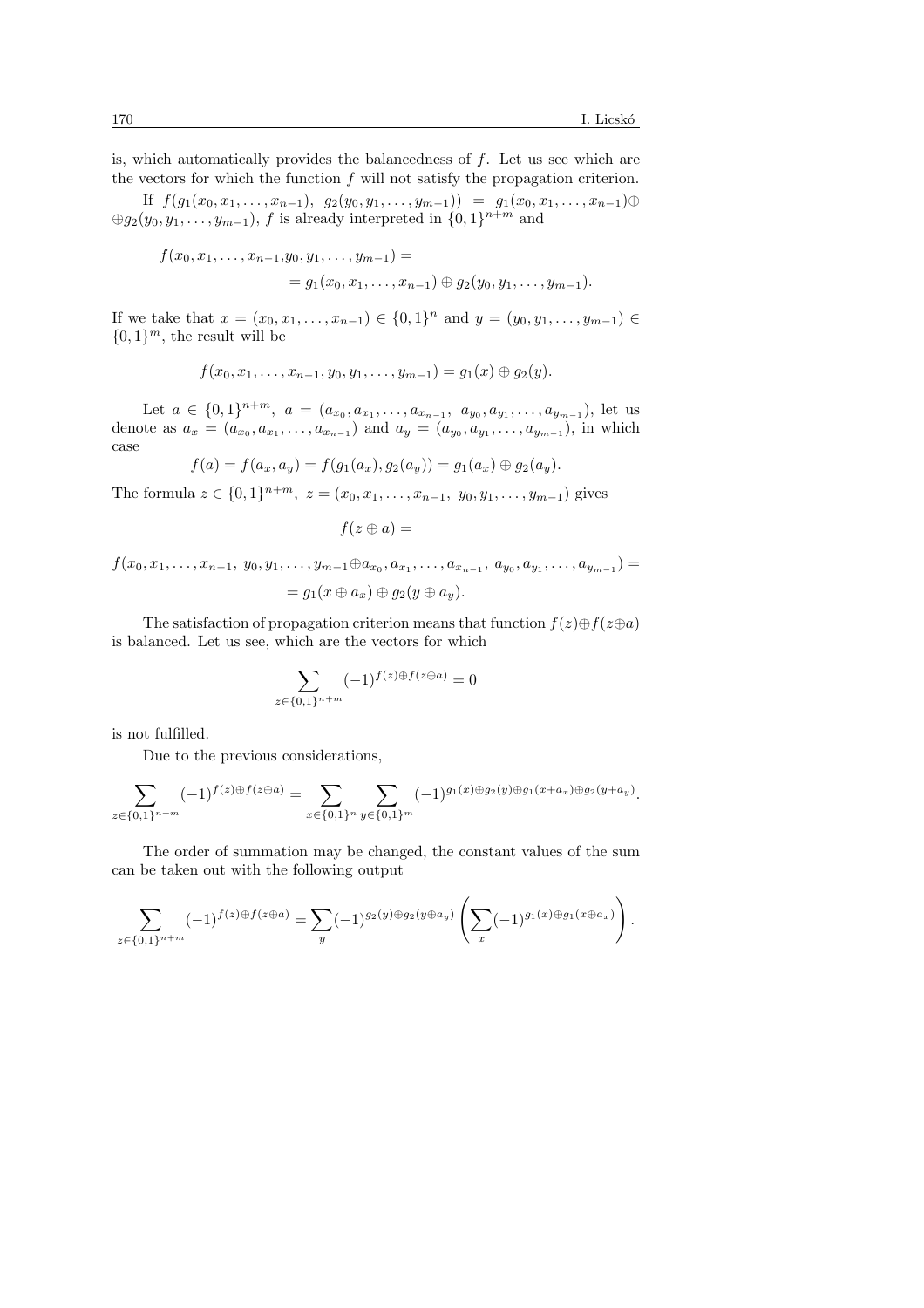is, which automatically provides the balancedness of $f$. Let us see which are the vectors for which the function $f$ will not satisfy the propagation criterion.

If $f(g_1(x_0, x_1, \ldots, x_{n-1}),\ g_2(y_0, y_1, \ldots, y_{m-1})) = g_1(x_0, x_1, \ldots, x_{n-1}) \oplus$ $\oplus g_2(y_0, y_1, \ldots, y_{m-1})$, $f$ is already interpreted in $\{0,1\}^{n+m}$ and

$$f(x_0, x_1, \ldots, x_{n-1}, y_0, y_1, \ldots, y_{m-1}) =$$
$$= g_1(x_0, x_1, \ldots, x_{n-1}) \oplus g_2(y_0, y_1, \ldots, y_{m-1}).$$

If we take that $x = (x_0, x_1, \ldots, x_{n-1}) \in \{0,1\}^n$ and $y = (y_0, y_1, \ldots, y_{m-1}) \in \{0,1\}^m$, the result will be

$$f(x_0, x_1, \ldots, x_{n-1}, y_0, y_1, \ldots, y_{m-1}) = g_1(x) \oplus g_2(y).$$

Let $a \in \{0,1\}^{n+m}$, $a = (a_{x_0}, a_{x_1}, \ldots, a_{x_{n-1}},\ a_{y_0}, a_{y_1}, \ldots, a_{y_{m-1}})$, let us denote as $a_x = (a_{x_0}, a_{x_1}, \ldots, a_{x_{n-1}})$ and $a_y = (a_{y_0}, a_{y_1}, \ldots, a_{y_{m-1}})$, in which case

$$f(a) = f(a_x, a_y) = f(g_1(a_x), g_2(a_y)) = g_1(a_x) \oplus g_2(a_y).$$

The formula $z \in \{0,1\}^{n+m}$, $z = (x_0, x_1, \ldots, x_{n-1},\ y_0, y_1, \ldots, y_{m-1})$ gives

$$f(z \oplus a) =$$

$$f(x_0, x_1, \ldots, x_{n-1},\ y_0, y_1, \ldots, y_{m-1} \oplus a_{x_0}, a_{x_1}, \ldots, a_{x_{n-1}},\ a_{y_0}, a_{y_1}, \ldots, a_{y_{m-1}}) =$$
$$= g_1(x \oplus a_x) \oplus g_2(y \oplus a_y).$$

The satisfaction of propagation criterion means that function $f(z) \oplus f(z \oplus a)$ is balanced. Let us see, which are the vectors for which

$$\sum_{z \in \{0,1\}^{n+m}} (-1)^{f(z) \oplus f(z \oplus a)} = 0$$

is not fulfilled.

Due to the previous considerations,

$$\sum_{z \in \{0,1\}^{n+m}} (-1)^{f(z) \oplus f(z \oplus a)} = \sum_{x \in \{0,1\}^n} \sum_{y \in \{0,1\}^m} (-1)^{g_1(x) \oplus g_2(y) \oplus g_1(x + a_x) \oplus g_2(y + a_y)}.$$

The order of summation may be changed, the constant values of the sum can be taken out with the following output

$$\sum_{z \in \{0,1\}^{n+m}} (-1)^{f(z) \oplus f(z \oplus a)} = \sum_{y} (-1)^{g_2(y) \oplus g_2(y \oplus a_y)} \left( \sum_{x} (-1)^{g_1(x) \oplus g_1(x \oplus a_x)} \right).$$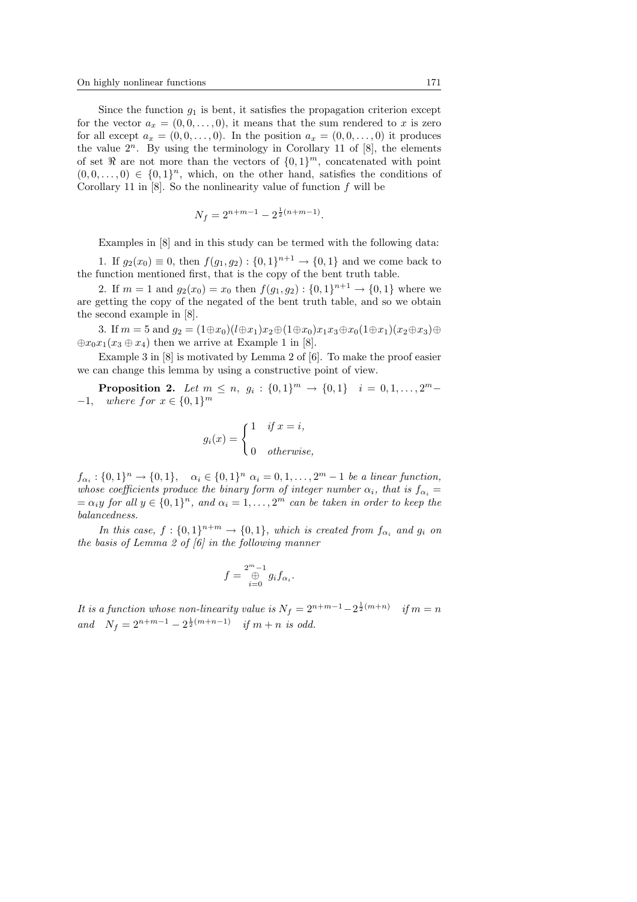Since the function $g_1$ is bent, it satisfies the propagation criterion except for the vector $a_x = (0, 0, \dots, 0)$, it means that the sum rendered to $x$ is zero for all except $a_x = (0, 0, \dots, 0)$. In the position $a_x = (0, 0, \dots, 0)$ it produces the value $2^n$. By using the terminology in Corollary 11 of [8], the elements of set $\Re$ are not more than the vectors of $\{0,1\}^m$, concatenated with point $(0, 0, \dots, 0) \in \{0,1\}^n$, which, on the other hand, satisfies the conditions of Corollary 11 in [8]. So the nonlinearity value of function $f$ will be

$$N_f = 2^{n+m-1} - 2^{\frac{1}{2}(n+m-1)}.$$

Examples in [8] and in this study can be termed with the following data:

1. If $g_2(x_0) \equiv 0$, then $f(g_1, g_2) : \{0,1\}^{n+1} \to \{0,1\}$ and we come back to the function mentioned first, that is the copy of the bent truth table.

2. If $m = 1$ and $g_2(x_0) = x_0$ then $f(g_1, g_2) : \{0,1\}^{n+1} \to \{0,1\}$ where we are getting the copy of the negated of the bent truth table, and so we obtain the second example in [8].

3. If $m = 5$ and $g_2 = (1 \oplus x_0)(l \oplus x_1)x_2 \oplus (1 \oplus x_0)x_1x_3 \oplus x_0(1 \oplus x_1)(x_2 \oplus x_3) \oplus$ $\oplus x_0x_1(x_3 \oplus x_4)$ then we arrive at Example 1 in [8].

Example 3 in [8] is motivated by Lemma 2 of [6]. To make the proof easier we can change this lemma by using a constructive point of view.

**Proposition 2.** *Let* $m \le n$, $g_i : \{0,1\}^m \to \{0,1\}$ $\quad i = 0, 1, \dots, 2^m - 1$, *where for* $x \in \{0,1\}^m$

$$g_i(x) = \begin{cases} 1 & \text{if } x = i, \\ 0 & \text{otherwise,} \end{cases}$$

$f_{\alpha_i} : \{0,1\}^n \to \{0,1\}$, $\quad \alpha_i \in \{0,1\}^n$ $\alpha_i = 0, 1, \dots, 2^m - 1$ *be a linear function, whose coefficients produce the binary form of integer number* $\alpha_i$, *that is* $f_{\alpha_i} = \alpha_i y$ *for all* $y \in \{0,1\}^n$, *and* $\alpha_i = 1, \dots, 2^m$ *can be taken in order to keep the balancedness.*

*In this case,* $f : \{0,1\}^{n+m} \to \{0,1\}$, *which is created from* $f_{\alpha_i}$ *and* $g_i$ *on the basis of Lemma 2 of [6] in the following manner*

$$f = \bigoplus_{i=0}^{2^m-1} g_i f_{\alpha_i}.$$

*It is a function whose non-linearity value is* $N_f = 2^{n+m-1} - 2^{\frac{1}{2}(m+n)}$ *if* $m = n$ *and* $N_f = 2^{n+m-1} - 2^{\frac{1}{2}(m+n-1)}$ *if* $m + n$ *is odd.*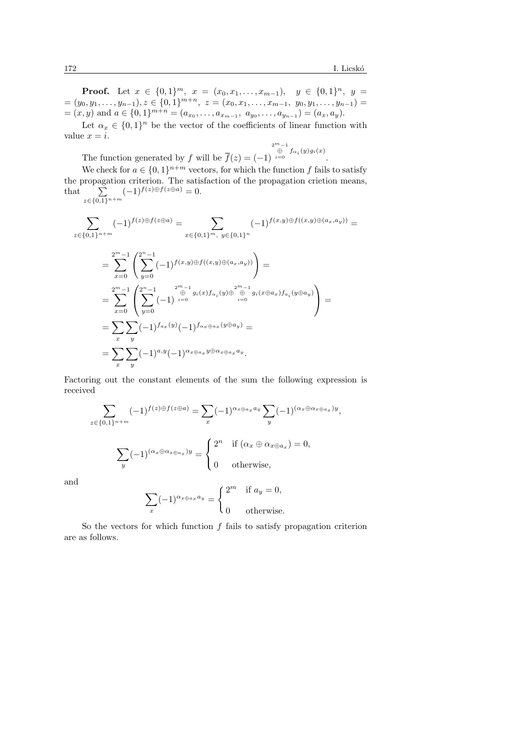**Proof.** Let $x \in \{0,1\}^m$, $x = (x_0, x_1, \ldots, x_{m-1})$, $y \in \{0,1\}^n$, $y = (y_0, y_1, \ldots, y_{n-1})$, $z \in \{0,1\}^{m+n}$, $z = (x_0, x_1, \ldots, x_{m-1}, y_0, y_1, \ldots, y_{n-1}) = (x, y)$ and $a \in \{0,1\}^{m+n} = (a_{x_0}, \ldots, a_{x_{m-1}}, a_{y_0}, \ldots, a_{y_{n-1}}) = (a_x, a_y)$.

Let $\alpha_x \in \{0,1\}^n$ be the vector of the coefficients of linear function with value $x = i$.

The function generated by $f$ will be $\overline{f}(z) = (-1)^{\overset{2^m-1}{\underset{i=0}{\oplus}} f_{\alpha_i}(y) g_i(x)}$.

We check for $a \in \{0,1\}^{n+m}$ vectors, for which the function $f$ fails to satisfy the propagation criterion. The satisfaction of the propagation crietion means, that $\sum\limits_{z \in \{0,1\}^{n+m}} (-1)^{f(z) \oplus f(z \oplus a)} = 0$.

$$\sum_{z \in \{0,1\}^{n+m}} (-1)^{f(z) \oplus f(z \oplus a)} = \sum_{x \in \{0,1\}^m,\ y \in \{0,1\}^n} (-1)^{f(x,y) \oplus f((x,y) \oplus (a_x, a_y))} =$$

$$= \sum_{x=0}^{2^m-1} \left( \sum_{y=0}^{2^n-1} (-1)^{f(x,y) \oplus f((x,y) \oplus (a_x, a_y))} \right) =$$

$$= \sum_{x=0}^{2^m-1} \left( \sum_{y=0}^{2^n-1} (-1)^{\overset{2^m-1}{\underset{i=0}{\oplus}} g_i(x) f_{\alpha_i}(y) \oplus \overset{2^m-1}{\underset{i=0}{\oplus}} g_i(x \oplus a_x) f_{a_i}(y \oplus a_y)} \right) =$$

$$= \sum_x \sum_y (-1)^{f_{a_x}(y)} (-1)^{f_{\alpha_x \oplus a_x}(y \oplus a_y)} =$$

$$= \sum_x \sum_y (-1)^{a,y} (-1)^{\alpha_{x \oplus a_x} y \oplus \alpha_{x \oplus a_x} a_y}.$$

Factoring out the constant elements of the sum the following expression is received

$$\sum_{z \in \{0,1\}^{n+m}} (-1)^{f(z) \oplus f(z \oplus a)} = \sum_x (-1)^{\alpha_{x \oplus a_x} a_y} \sum_y (-1)^{(\alpha_x \oplus \alpha_{x \oplus a_x}) y},$$

$$\sum_y (-1)^{(\alpha_x \oplus \alpha_{x \oplus a_x}) y} = \begin{cases} 2^n & \text{if } (\alpha_x \oplus \alpha_{x \oplus a_x}) = 0, \\ 0 & \text{otherwise,} \end{cases}$$

and

$$\sum_x (-1)^{\alpha_{x \oplus a_x} a_y} = \begin{cases} 2^m & \text{if } a_y = 0, \\ 0 & \text{otherwise.} \end{cases}$$

So the vectors for which function $f$ fails to satisfy propagation criterion are as follows.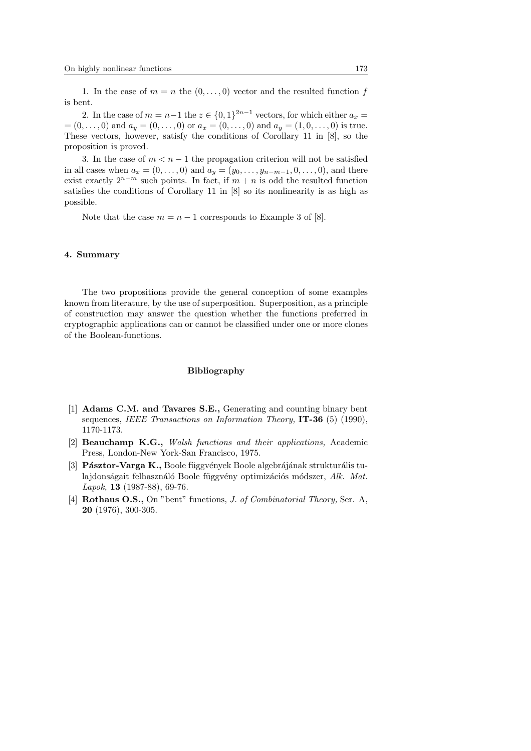1. In the case of $m = n$ the $(0, \dots, 0)$ vector and the resulted function $f$ is bent.

2. In the case of $m = n-1$ the $z \in \{0,1\}^{2n-1}$ vectors, for which either $a_x = (0, \dots, 0)$ and $a_y = (0, \dots, 0)$ or $a_x = (0, \dots, 0)$ and $a_y = (1, 0, \dots, 0)$ is true. These vectors, however, satisfy the conditions of Corollary 11 in [8], so the proposition is proved.

3. In the case of $m < n-1$ the propagation criterion will not be satisfied in all cases when $a_x = (0, \dots, 0)$ and $a_y = (y_0, \dots, y_{n-m-1}, 0, \dots, 0)$, and there exist exactly $2^{n-m}$ such points. In fact, if $m+n$ is odd the resulted function satisfies the conditions of Corollary 11 in [8] so its nonlinearity is as high as possible.

Note that the case $m = n-1$ corresponds to Example 3 of [8].

## 4. Summary

The two propositions provide the general conception of some examples known from literature, by the use of superposition. Superposition, as a principle of construction may answer the question whether the functions preferred in cryptographic applications can or cannot be classified under one or more clones of the Boolean-functions.

## Bibliography

[1] **Adams C.M. and Tavares S.E.,** Generating and counting binary bent sequences, *IEEE Transactions on Information Theory,* **IT-36** (5) (1990), 1170-1173.

[2] **Beauchamp K.G.,** *Walsh functions and their applications,* Academic Press, London-New York-San Francisco, 1975.

[3] **Pásztor-Varga K.,** Boole függvények Boole algebrájának strukturális tulajdonságait felhasználó Boole függvény optimizációs módszer, *Alk. Mat. Lapok,* **13** (1987-88), 69-76.

[4] **Rothaus O.S.,** On "bent" functions, *J. of Combinatorial Theory,* Ser. A, **20** (1976), 300-305.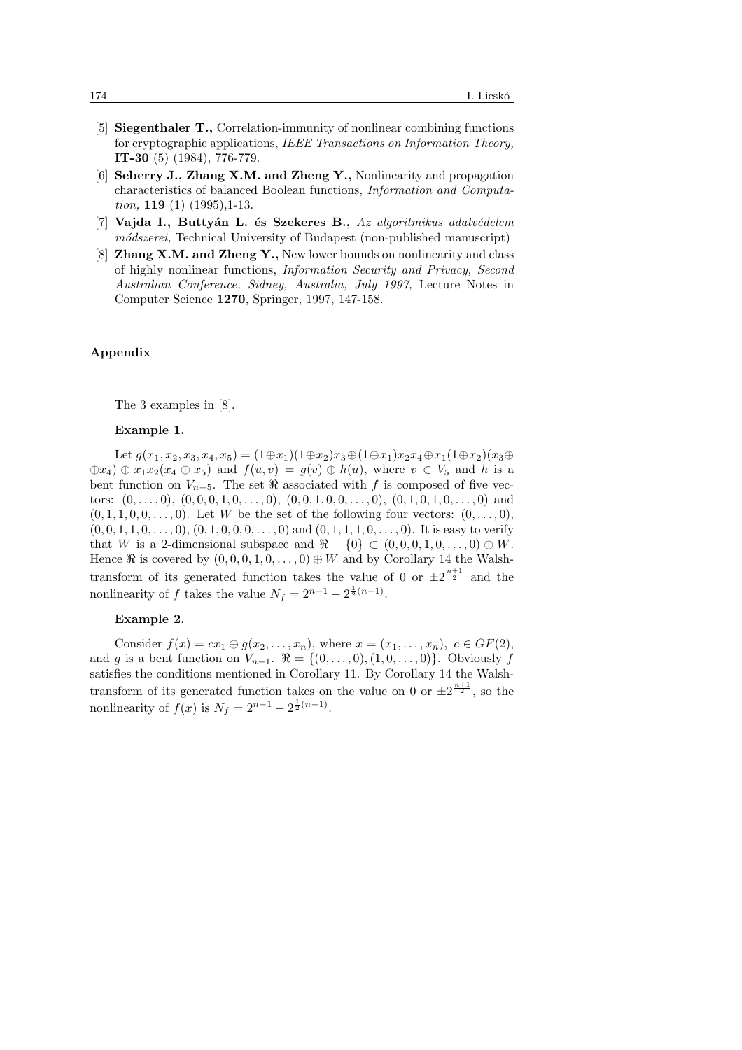[5] **Siegenthaler T.,** Correlation-immunity of nonlinear combining functions for cryptographic applications, *IEEE Transactions on Information Theory,* **IT-30** (5) (1984), 776-779.

[6] **Seberry J., Zhang X.M. and Zheng Y.,** Nonlinearity and propagation characteristics of balanced Boolean functions, *Information and Computation,* **119** (1) (1995),1-13.

[7] **Vajda I., Buttyán L. és Szekeres B.,** *Az algoritmikus adatvédelem módszerei,* Technical University of Budapest (non-published manuscript)

[8] **Zhang X.M. and Zheng Y.,** New lower bounds on nonlinearity and class of highly nonlinear functions, *Information Security and Privacy, Second Australian Conference, Sidney, Australia, July 1997,* Lecture Notes in Computer Science **1270**, Springer, 1997, 147-158.

## Appendix

The 3 examples in [8].

**Example 1.**

Let $g(x_1, x_2, x_3, x_4, x_5) = (1 \oplus x_1)(1 \oplus x_2)x_3 \oplus (1 \oplus x_1)x_2x_4 \oplus x_1(1 \oplus x_2)(x_3 \oplus \oplus x_4) \oplus x_1x_2(x_4 \oplus x_5)$ and $f(u, v) = g(v) \oplus h(u)$, where $v \in V_5$ and $h$ is a bent function on $V_{n-5}$. The set $\Re$ associated with $f$ is composed of five vectors: $(0, \ldots, 0)$, $(0, 0, 0, 1, 0, \ldots, 0)$, $(0, 0, 1, 0, 0, \ldots, 0)$, $(0, 1, 0, 1, 0, \ldots, 0)$ and $(0, 1, 1, 0, 0, \ldots, 0)$. Let $W$ be the set of the following four vectors: $(0, \ldots, 0)$, $(0, 0, 1, 1, 0, \ldots, 0)$, $(0, 1, 0, 0, 0, \ldots, 0)$ and $(0, 1, 1, 1, 0, \ldots, 0)$. It is easy to verify that $W$ is a 2-dimensional subspace and $\Re - \{0\} \subset (0, 0, 0, 1, 0, \ldots, 0) \oplus W$. Hence $\Re$ is covered by $(0, 0, 0, 1, 0, \ldots, 0) \oplus W$ and by Corollary 14 the Walsh-transform of its generated function takes the value of 0 or $\pm 2^{\frac{n+1}{2}}$ and the nonlinearity of $f$ takes the value $N_f = 2^{n-1} - 2^{\frac{1}{2}(n-1)}$.

**Example 2.**

Consider $f(x) = cx_1 \oplus g(x_2, \ldots, x_n)$, where $x = (x_1, \ldots, x_n)$, $c \in GF(2)$, and $g$ is a bent function on $V_{n-1}$. $\Re = \{(0, \ldots, 0), (1, 0, \ldots, 0)\}$. Obviously $f$ satisfies the conditions mentioned in Corollary 11. By Corollary 14 the Walsh-transform of its generated function takes on the value on 0 or $\pm 2^{\frac{n+1}{2}}$, so the nonlinearity of $f(x)$ is $N_f = 2^{n-1} - 2^{\frac{1}{2}(n-1)}$.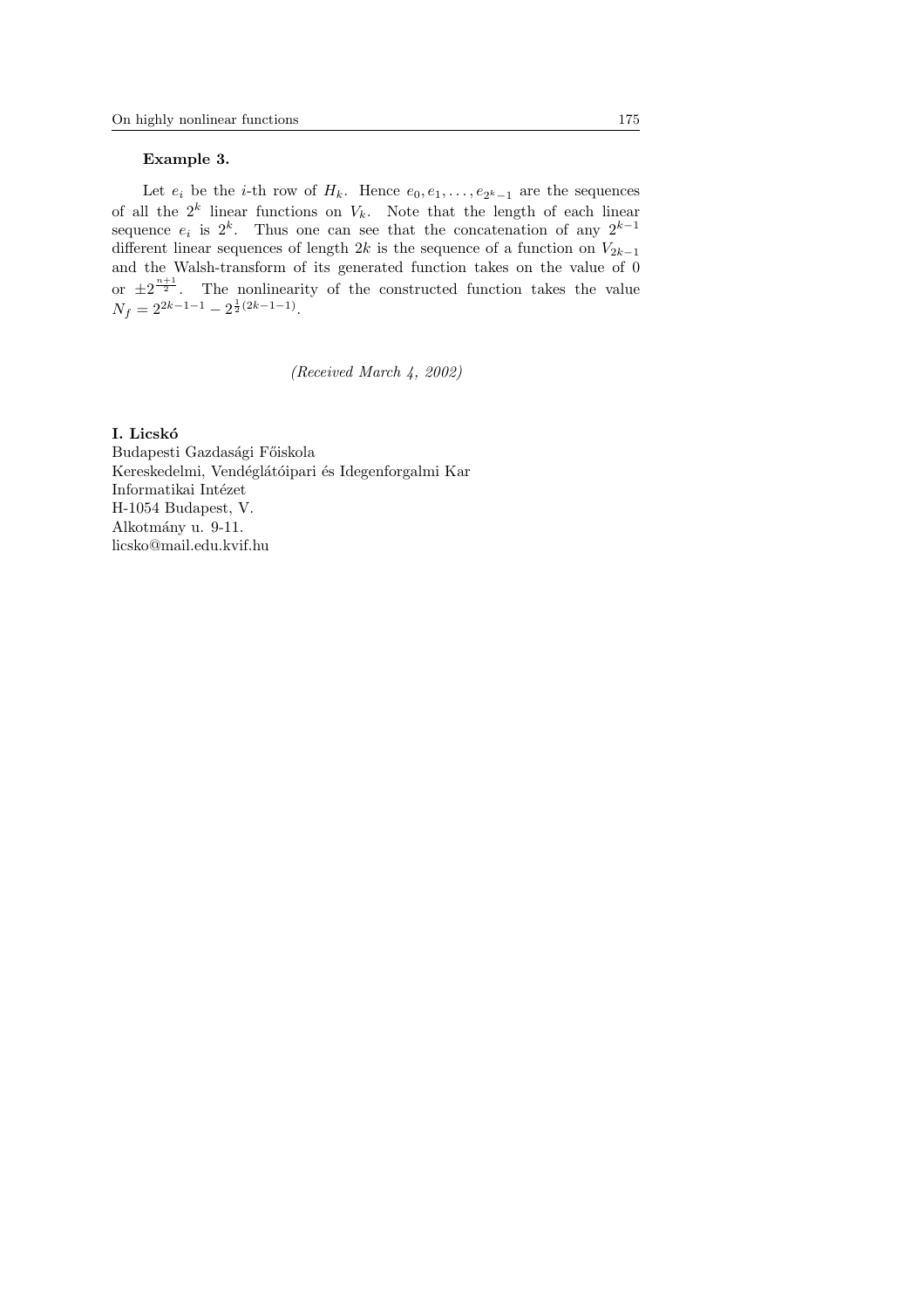**Example 3.**

Let $e_i$ be the $i$-th row of $H_k$. Hence $e_0, e_1, \ldots, e_{2^k-1}$ are the sequences of all the $2^k$ linear functions on $V_k$. Note that the length of each linear sequence $e_i$ is $2^k$. Thus one can see that the concatenation of any $2^{k-1}$ different linear sequences of length $2k$ is the sequence of a function on $V_{2k-1}$ and the Walsh-transform of its generated function takes on the value of 0 or $\pm 2^{\frac{n+1}{2}}$. The nonlinearity of the constructed function takes the value $N_f = 2^{2k-1-1} - 2^{\frac{1}{2}(2k-1-1)}$.

*(Received March 4, 2002)*

**I. Licskó**
Budapesti Gazdasági Főiskola
Kereskedelmi, Vendéglátóipari és Idegenforgalmi Kar
Informatikai Intézet
H-1054 Budapest, V.
Alkotmány u. 9-11.
licsko@mail.edu.kvif.hu